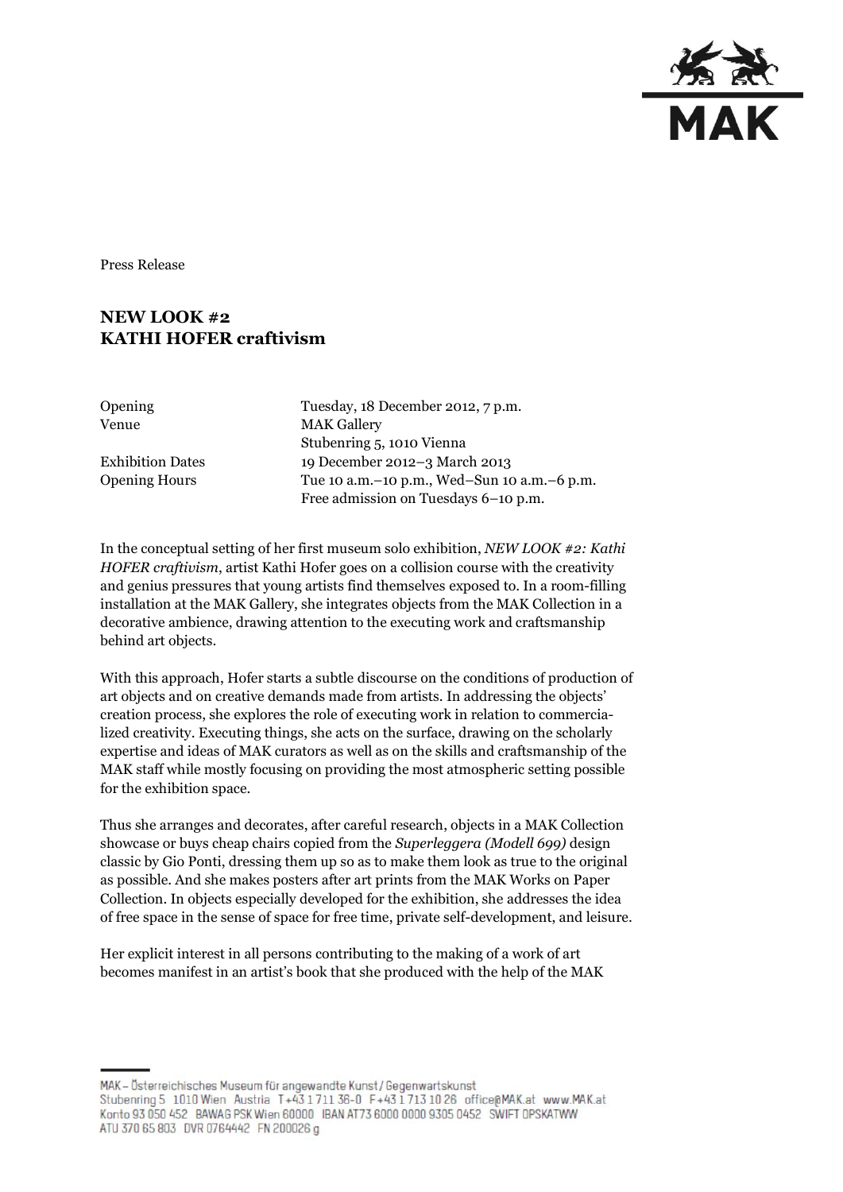Press Release

# NEW LOOK #2
# KATHI HOFER craftivism

| | |
|---|---|
| Opening | Tuesday, 18 December 2012, 7 p.m. |
| Venue | MAK Gallery<br>Stubenring 5, 1010 Vienna |
| Exhibition Dates | 19 December 2012–3 March 2013 |
| Opening Hours | Tue 10 a.m.–10 p.m., Wed–Sun 10 a.m.–6 p.m.<br>Free admission on Tuesdays 6–10 p.m. |

In the conceptual setting of her first museum solo exhibition, *NEW LOOK #2: Kathi HOFER craftivism*, artist Kathi Hofer goes on a collision course with the creativity and genius pressures that young artists find themselves exposed to. In a room-filling installation at the MAK Gallery, she integrates objects from the MAK Collection in a decorative ambience, drawing attention to the executing work and craftsmanship behind art objects.

With this approach, Hofer starts a subtle discourse on the conditions of production of art objects and on creative demands made from artists. In addressing the objects' creation process, she explores the role of executing work in relation to commercialized creativity. Executing things, she acts on the surface, drawing on the scholarly expertise and ideas of MAK curators as well as on the skills and craftsmanship of the MAK staff while mostly focusing on providing the most atmospheric setting possible for the exhibition space.

Thus she arranges and decorates, after careful research, objects in a MAK Collection showcase or buys cheap chairs copied from the *Superleggera (Modell 699)* design classic by Gio Ponti, dressing them up so as to make them look as true to the original as possible. And she makes posters after art prints from the MAK Works on Paper Collection. In objects especially developed for the exhibition, she addresses the idea of free space in the sense of space for free time, private self-development, and leisure.

Her explicit interest in all persons contributing to the making of a work of art becomes manifest in an artist's book that she produced with the help of the MAK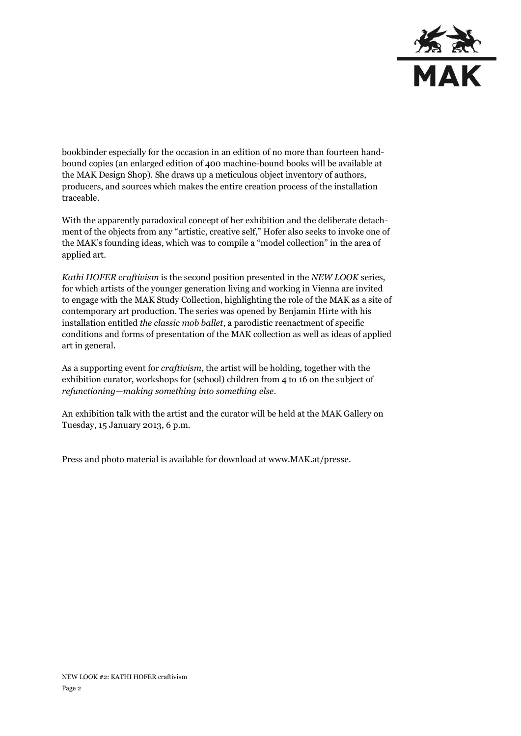bookbinder especially for the occasion in an edition of no more than fourteen hand-bound copies (an enlarged edition of 400 machine-bound books will be available at the MAK Design Shop). She draws up a meticulous object inventory of authors, producers, and sources which makes the entire creation process of the installation traceable.

With the apparently paradoxical concept of her exhibition and the deliberate detachment of the objects from any "artistic, creative self," Hofer also seeks to invoke one of the MAK's founding ideas, which was to compile a "model collection" in the area of applied art.

*Kathi HOFER craftivism* is the second position presented in the *NEW LOOK* series, for which artists of the younger generation living and working in Vienna are invited to engage with the MAK Study Collection, highlighting the role of the MAK as a site of contemporary art production. The series was opened by Benjamin Hirte with his installation entitled *the classic mob ballet*, a parodistic reenactment of specific conditions and forms of presentation of the MAK collection as well as ideas of applied art in general.

As a supporting event for *craftivism*, the artist will be holding, together with the exhibition curator, workshops for (school) children from 4 to 16 on the subject of *refunctioning—making something into something else*.

An exhibition talk with the artist and the curator will be held at the MAK Gallery on Tuesday, 15 January 2013, 6 p.m.

Press and photo material is available for download at www.MAK.at/presse.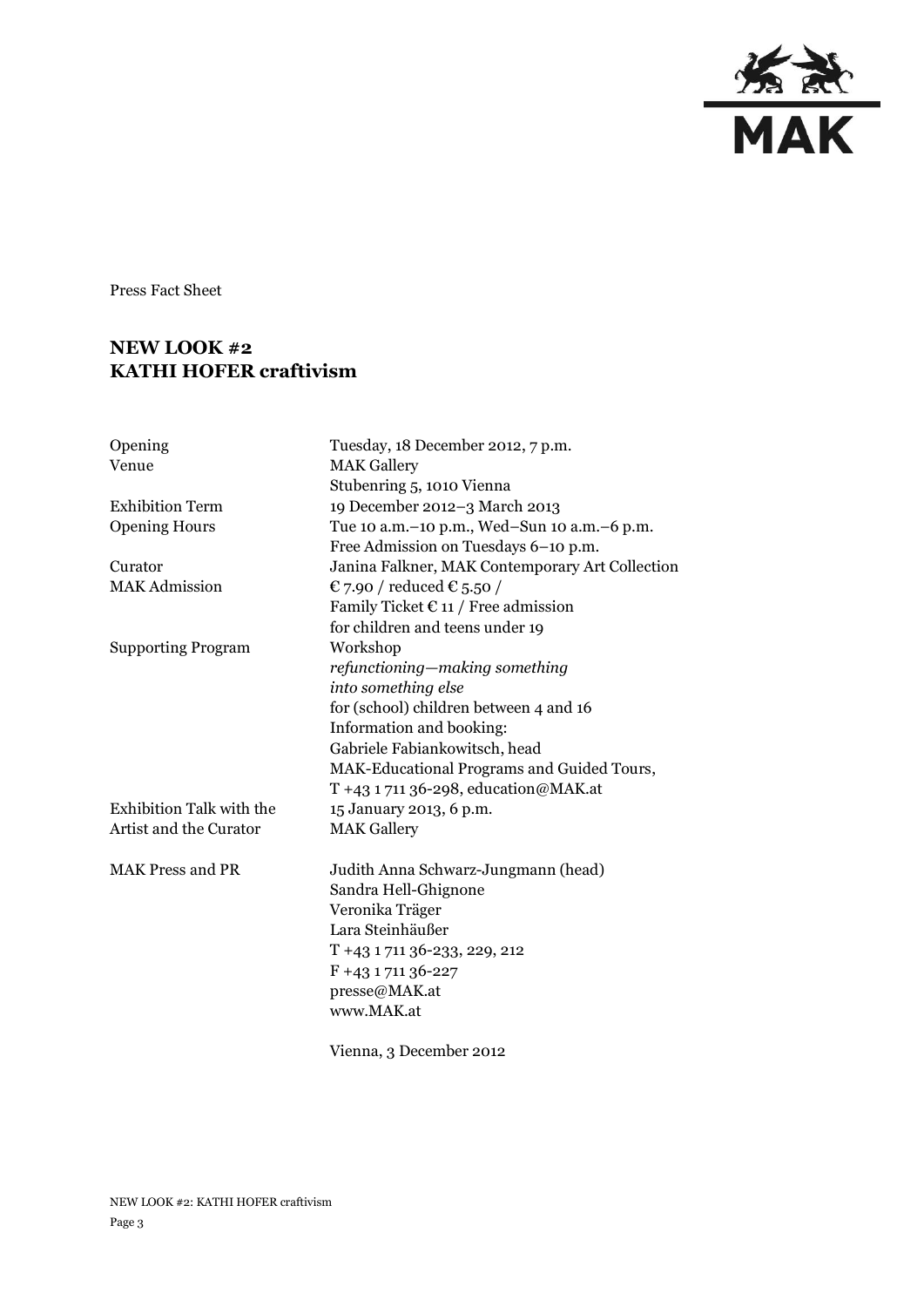Press Fact Sheet

## NEW LOOK #2
## KATHI HOFER craftivism

| | |
|---|---|
| Opening | Tuesday, 18 December 2012, 7 p.m. |
| Venue | MAK Gallery<br>Stubenring 5, 1010 Vienna |
| Exhibition Term | 19 December 2012–3 March 2013 |
| Opening Hours | Tue 10 a.m.–10 p.m., Wed–Sun 10 a.m.–6 p.m.<br>Free Admission on Tuesdays 6–10 p.m. |
| Curator | Janina Falkner, MAK Contemporary Art Collection |
| MAK Admission | € 7.90 / reduced € 5.50 /<br>Family Ticket € 11 / Free admission<br>for children and teens under 19 |
| Supporting Program | Workshop<br>*refunctioning—making something into something else*<br>for (school) children between 4 and 16<br>Information and booking:<br>Gabriele Fabiankowitsch, head<br>MAK-Educational Programs and Guided Tours,<br>T +43 1 711 36-298, education@MAK.at |
| Exhibition Talk with the Artist and the Curator | 15 January 2013, 6 p.m.<br>MAK Gallery |
| MAK Press and PR | Judith Anna Schwarz-Jungmann (head)<br>Sandra Hell-Ghignone<br>Veronika Träger<br>Lara Steinhäußer<br>T +43 1 711 36-233, 229, 212<br>F +43 1 711 36-227<br>presse@MAK.at<br>www.MAK.at |

Vienna, 3 December 2012